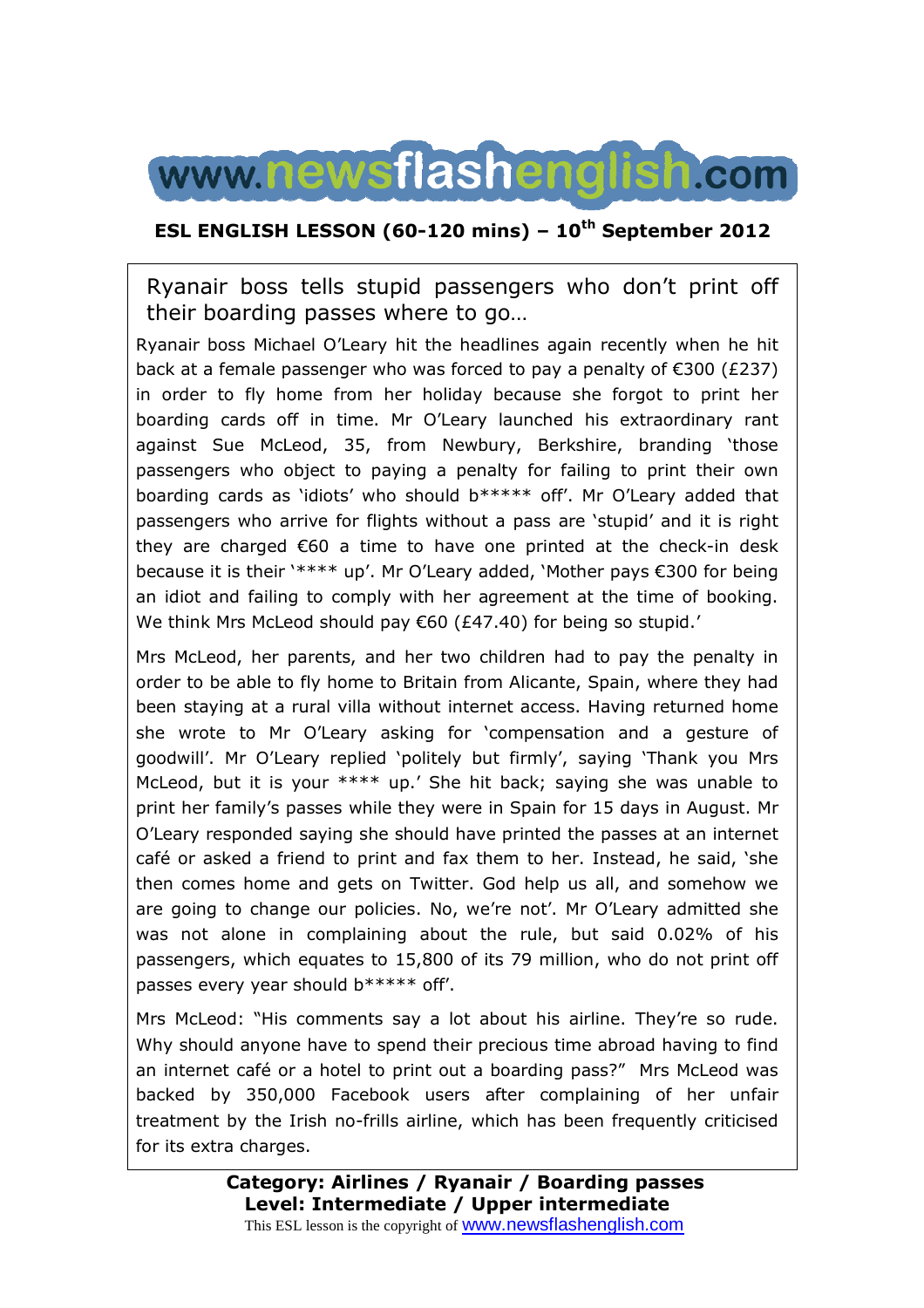# www.newsflashenglish.com

**ESL ENGLISH LESSON (60-120 mins) – 10th September 2012**

## Ryanair boss tells stupid passengers who don't print off their boarding passes where to go…

Ryanair boss Michael O'Leary hit the headlines again recently when he hit back at a female passenger who was forced to pay a penalty of €300 (£237) in order to fly home from her holiday because she forgot to print her boarding cards off in time. Mr O'Leary launched his extraordinary rant against Sue McLeod, 35, from Newbury, Berkshire, branding 'those passengers who object to paying a penalty for failing to print their own boarding cards as 'idiots' who should b***** off'. Mr O'Leary added that passengers who arrive for flights without a pass are 'stupid' and it is right they are charged €60 a time to have one printed at the check-in desk because it is their '**** up'. Mr O'Leary added, 'Mother pays €300 for being an idiot and failing to comply with her agreement at the time of booking. We think Mrs McLeod should pay €60 (£47.40) for being so stupid.'

Mrs McLeod, her parents, and her two children had to pay the penalty in order to be able to fly home to Britain from Alicante, Spain, where they had been staying at a rural villa without internet access. Having returned home she wrote to Mr O'Leary asking for 'compensation and a gesture of goodwill'. Mr O'Leary replied 'politely but firmly', saying 'Thank you Mrs McLeod, but it is your **** up.' She hit back; saying she was unable to print her family's passes while they were in Spain for 15 days in August. Mr O'Leary responded saying she should have printed the passes at an internet café or asked a friend to print and fax them to her. Instead, he said, 'she then comes home and gets on Twitter. God help us all, and somehow we are going to change our policies. No, we're not'. Mr O'Leary admitted she was not alone in complaining about the rule, but said 0.02% of his passengers, which equates to 15,800 of its 79 million, who do not print off passes every year should b***** off'.

Mrs McLeod: "His comments say a lot about his airline. They're so rude. Why should anyone have to spend their precious time abroad having to find an internet café or a hotel to print out a boarding pass?" Mrs McLeod was backed by 350,000 Facebook users after complaining of her unfair treatment by the Irish no-frills airline, which has been frequently criticised for its extra charges.

**Category: Airlines / Ryanair / Boarding passes**
**Level: Intermediate / Upper intermediate**

This ESL lesson is the copyright of www.newsflashenglish.com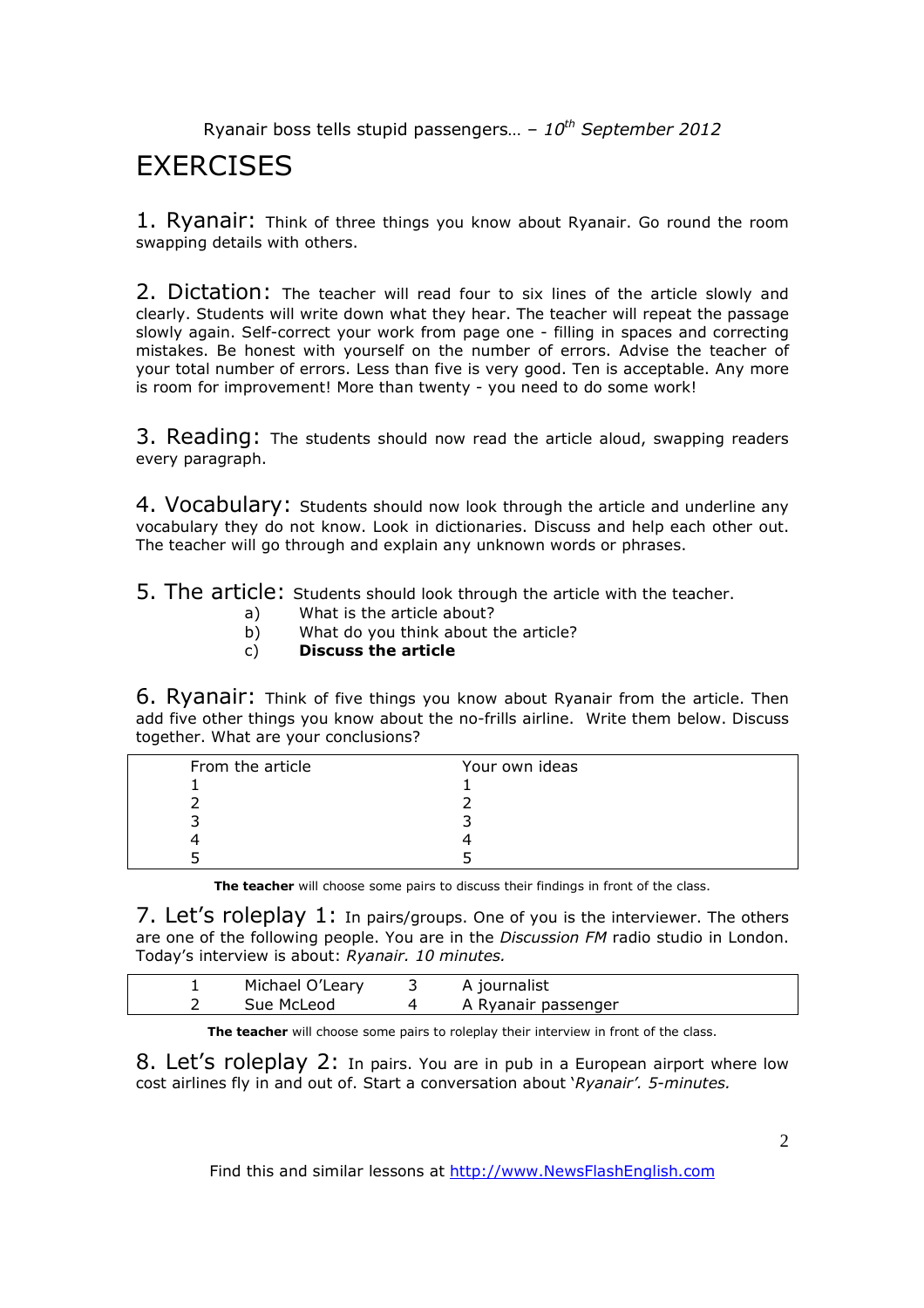Ryanair boss tells stupid passengers… – *10th September 2012*

# EXERCISES

**1. Ryanair:** Think of three things you know about Ryanair. Go round the room swapping details with others.

**2. Dictation:** The teacher will read four to six lines of the article slowly and clearly. Students will write down what they hear. The teacher will repeat the passage slowly again. Self-correct your work from page one - filling in spaces and correcting mistakes. Be honest with yourself on the number of errors. Advise the teacher of your total number of errors. Less than five is very good. Ten is acceptable. Any more is room for improvement! More than twenty - you need to do some work!

**3. Reading:** The students should now read the article aloud, swapping readers every paragraph.

**4. Vocabulary:** Students should now look through the article and underline any vocabulary they do not know. Look in dictionaries. Discuss and help each other out. The teacher will go through and explain any unknown words or phrases.

**5. The article:** Students should look through the article with the teacher.

a) What is the article about?
b) What do you think about the article?
c) **Discuss the article**

**6. Ryanair:** Think of five things you know about Ryanair from the article. Then add five other things you know about the no-frills airline. Write them below. Discuss together. What are your conclusions?

| From the article | Your own ideas |
|---|---|
| 1 | 1 |
| 2 | 2 |
| 3 | 3 |
| 4 | 4 |
| 5 | 5 |

**The teacher** will choose some pairs to discuss their findings in front of the class.

**7. Let's roleplay 1:** In pairs/groups. One of you is the interviewer. The others are one of the following people. You are in the *Discussion FM* radio studio in London. Today's interview is about: *Ryanair. 10 minutes.*

| | | | |
|---|---|---|---|
| 1 | Michael O'Leary | 3 | A journalist |
| 2 | Sue McLeod | 4 | A Ryanair passenger |

**The teacher** will choose some pairs to roleplay their interview in front of the class.

**8. Let's roleplay 2:** In pairs. You are in pub in a European airport where low cost airlines fly in and out of. Start a conversation about '*Ryanair'. 5-minutes.*

Find this and similar lessons at http://www.NewsFlashEnglish.com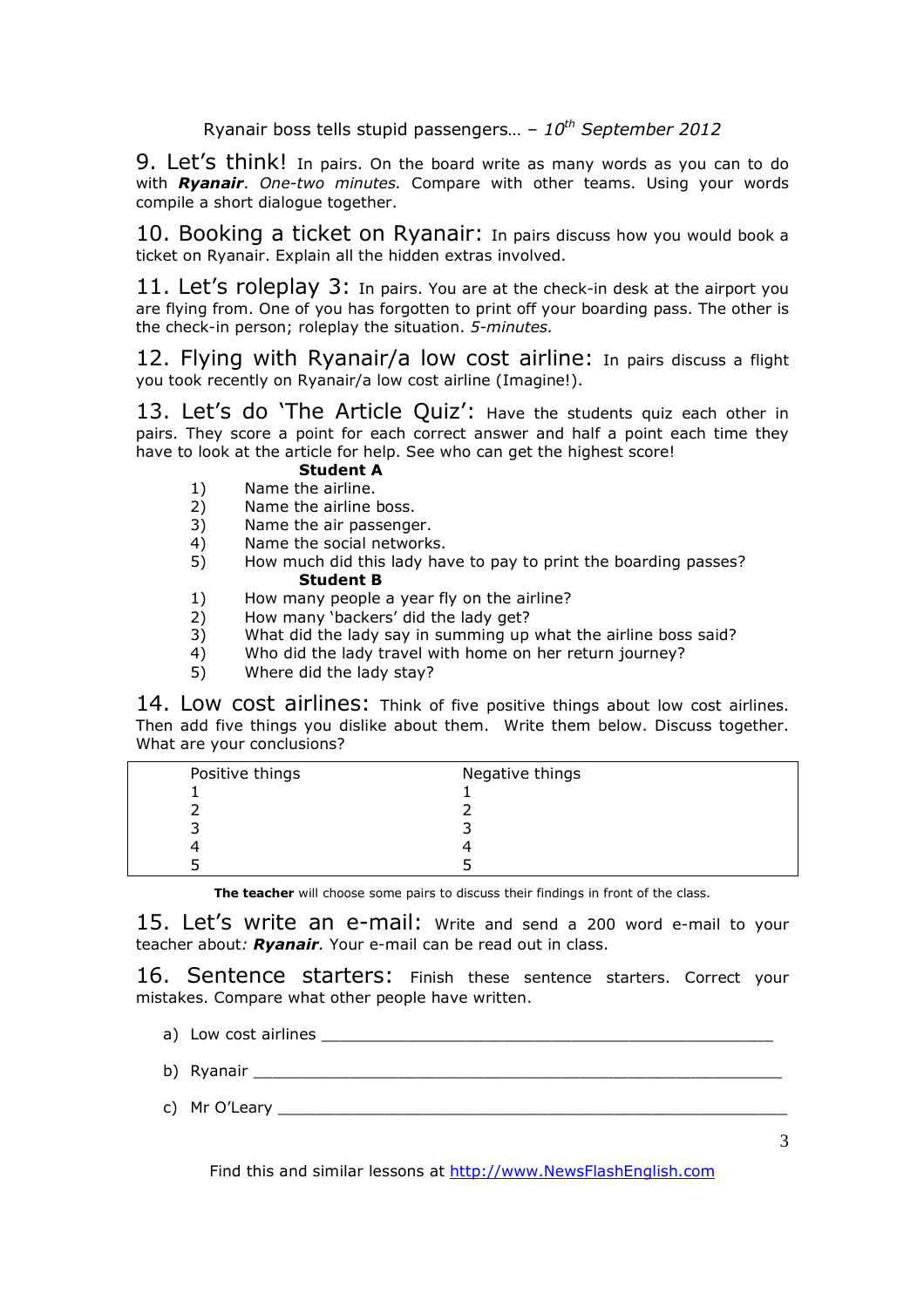## 9. Let's think!

In pairs. On the board write as many words as you can to do with ***Ryanair***. *One-two minutes.* Compare with other teams. Using your words compile a short dialogue together.

## 10. Booking a ticket on Ryanair:

In pairs discuss how you would book a ticket on Ryanair. Explain all the hidden extras involved.

## 11. Let's roleplay 3:

In pairs. You are at the check-in desk at the airport you are flying from. One of you has forgotten to print off your boarding pass. The other is the check-in person; roleplay the situation. *5-minutes.*

## 12. Flying with Ryanair/a low cost airline:

In pairs discuss a flight you took recently on Ryanair/a low cost airline (Imagine!).

## 13. Let's do 'The Article Quiz':

Have the students quiz each other in pairs. They score a point for each correct answer and half a point each time they have to look at the article for help. See who can get the highest score!

**Student A**

1) Name the airline.
2) Name the airline boss.
3) Name the air passenger.
4) Name the social networks.
5) How much did this lady have to pay to print the boarding passes?

**Student B**

1) How many people a year fly on the airline?
2) How many 'backers' did the lady get?
3) What did the lady say in summing up what the airline boss said?
4) Who did the lady travel with home on her return journey?
5) Where did the lady stay?

## 14. Low cost airlines:

Think of five positive things about low cost airlines. Then add five things you dislike about them. Write them below. Discuss together. What are your conclusions?

| Positive things | Negative things |
|---|---|
| 1 | 1 |
| 2 | 2 |
| 3 | 3 |
| 4 | 4 |
| 5 | 5 |

**The teacher** will choose some pairs to discuss their findings in front of the class.

## 15. Let's write an e-mail:

Write and send a 200 word e-mail to your teacher about*:* ***Ryanair****.* Your e-mail can be read out in class.

## 16. Sentence starters:

Finish these sentence starters. Correct your mistakes. Compare what other people have written.

a) Low cost airlines ________________________________________________

b) Ryanair ______________________________________________________

c) Mr O'Leary ___________________________________________________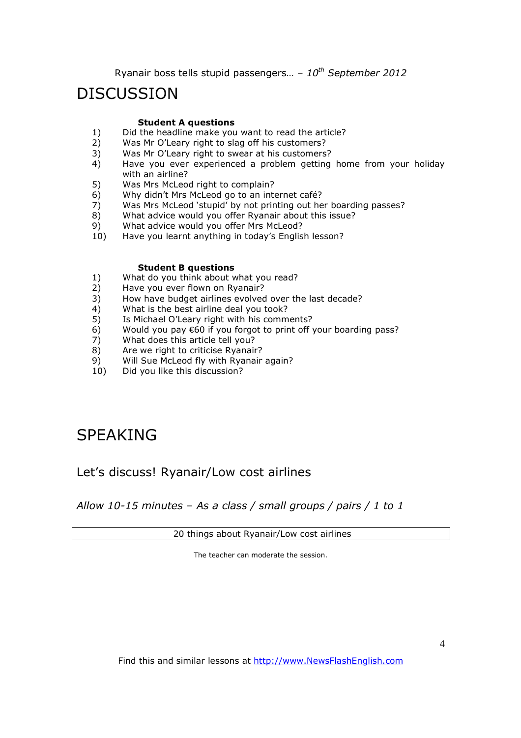# DISCUSSION

### Student A questions

1) Did the headline make you want to read the article?
2) Was Mr O'Leary right to slag off his customers?
3) Was Mr O'Leary right to swear at his customers?
4) Have you ever experienced a problem getting home from your holiday with an airline?
5) Was Mrs McLeod right to complain?
6) Why didn't Mrs McLeod go to an internet café?
7) Was Mrs McLeod 'stupid' by not printing out her boarding passes?
8) What advice would you offer Ryanair about this issue?
9) What advice would you offer Mrs McLeod?
10) Have you learnt anything in today's English lesson?

### Student B questions

1) What do you think about what you read?
2) Have you ever flown on Ryanair?
3) How have budget airlines evolved over the last decade?
4) What is the best airline deal you took?
5) Is Michael O'Leary right with his comments?
6) Would you pay €60 if you forgot to print off your boarding pass?
7) What does this article tell you?
8) Are we right to criticise Ryanair?
9) Will Sue McLeod fly with Ryanair again?
10) Did you like this discussion?

# SPEAKING

## Let's discuss! Ryanair/Low cost airlines

*Allow 10-15 minutes – As a class / small groups / pairs / 1 to 1*

| 20 things about Ryanair/Low cost airlines |
|---|

The teacher can moderate the session.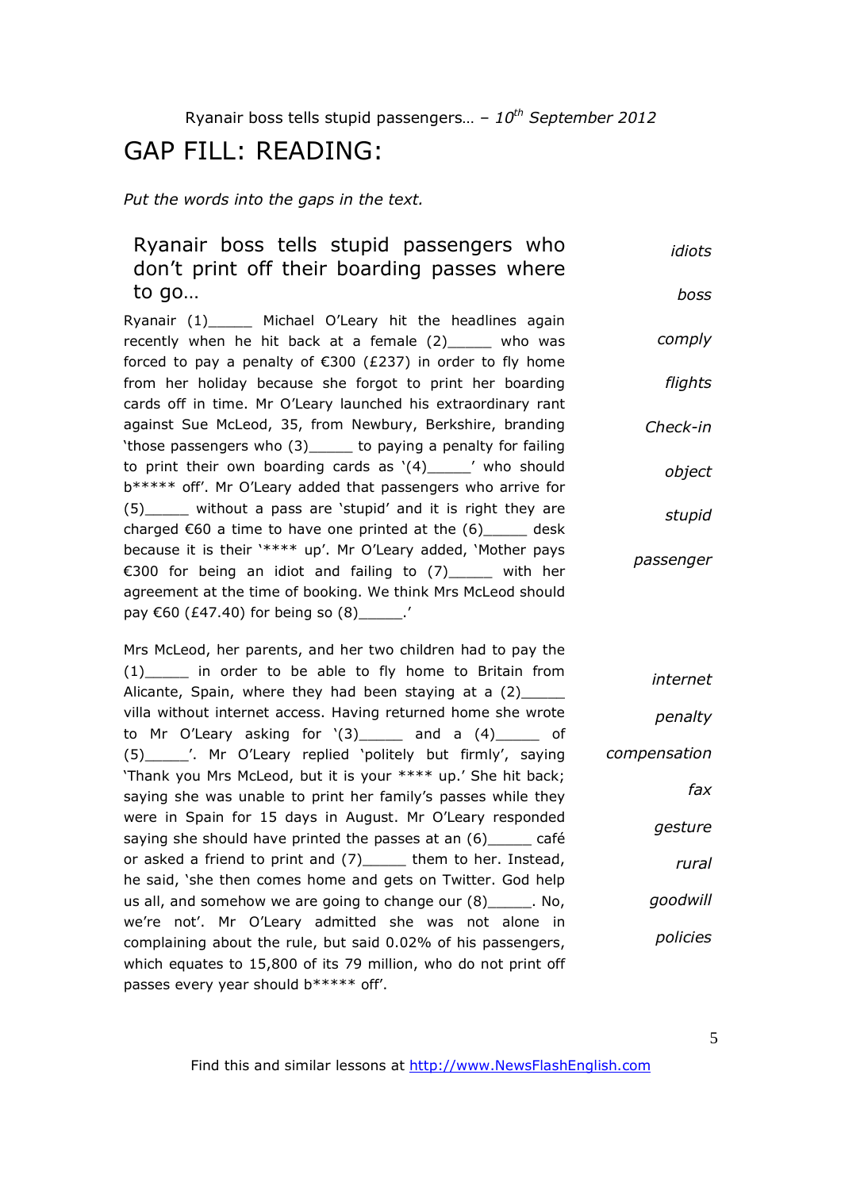Ryanair boss tells stupid passengers… – *10th September 2012*

# GAP FILL: READING:

*Put the words into the gaps in the text.*

## Ryanair boss tells stupid passengers who don't print off their boarding passes where to go…

Ryanair (1)_____ Michael O'Leary hit the headlines again recently when he hit back at a female (2)_____ who was forced to pay a penalty of €300 (£237) in order to fly home from her holiday because she forgot to print her boarding cards off in time. Mr O'Leary launched his extraordinary rant against Sue McLeod, 35, from Newbury, Berkshire, branding 'those passengers who (3)_____ to paying a penalty for failing to print their own boarding cards as '(4)_____' who should b***** off'. Mr O'Leary added that passengers who arrive for (5)_____ without a pass are 'stupid' and it is right they are charged €60 a time to have one printed at the (6)_____ desk because it is their '**** up'. Mr O'Leary added, 'Mother pays €300 for being an idiot and failing to (7)_____ with her agreement at the time of booking. We think Mrs McLeod should pay €60 (£47.40) for being so (8)_____.'

*idiots*
*boss*
*comply*
*flights*
*Check-in*
*object*
*stupid*
*passenger*

Mrs McLeod, her parents, and her two children had to pay the (1)_____ in order to be able to fly home to Britain from Alicante, Spain, where they had been staying at a (2)_____ villa without internet access. Having returned home she wrote to Mr O'Leary asking for '(3)_____ and a (4)_____ of (5)_____'. Mr O'Leary replied 'politely but firmly', saying 'Thank you Mrs McLeod, but it is your **** up.' She hit back; saying she was unable to print her family's passes while they were in Spain for 15 days in August. Mr O'Leary responded saying she should have printed the passes at an (6)_____ café or asked a friend to print and (7)_____ them to her. Instead, he said, 'she then comes home and gets on Twitter. God help us all, and somehow we are going to change our (8)_____. No, we're not'. Mr O'Leary admitted she was not alone in complaining about the rule, but said 0.02% of his passengers, which equates to 15,800 of its 79 million, who do not print off passes every year should b***** off'.

*internet*
*penalty*
*compensation*
*fax*
*gesture*
*rural*
*goodwill*
*policies*

Find this and similar lessons at http://www.NewsFlashEnglish.com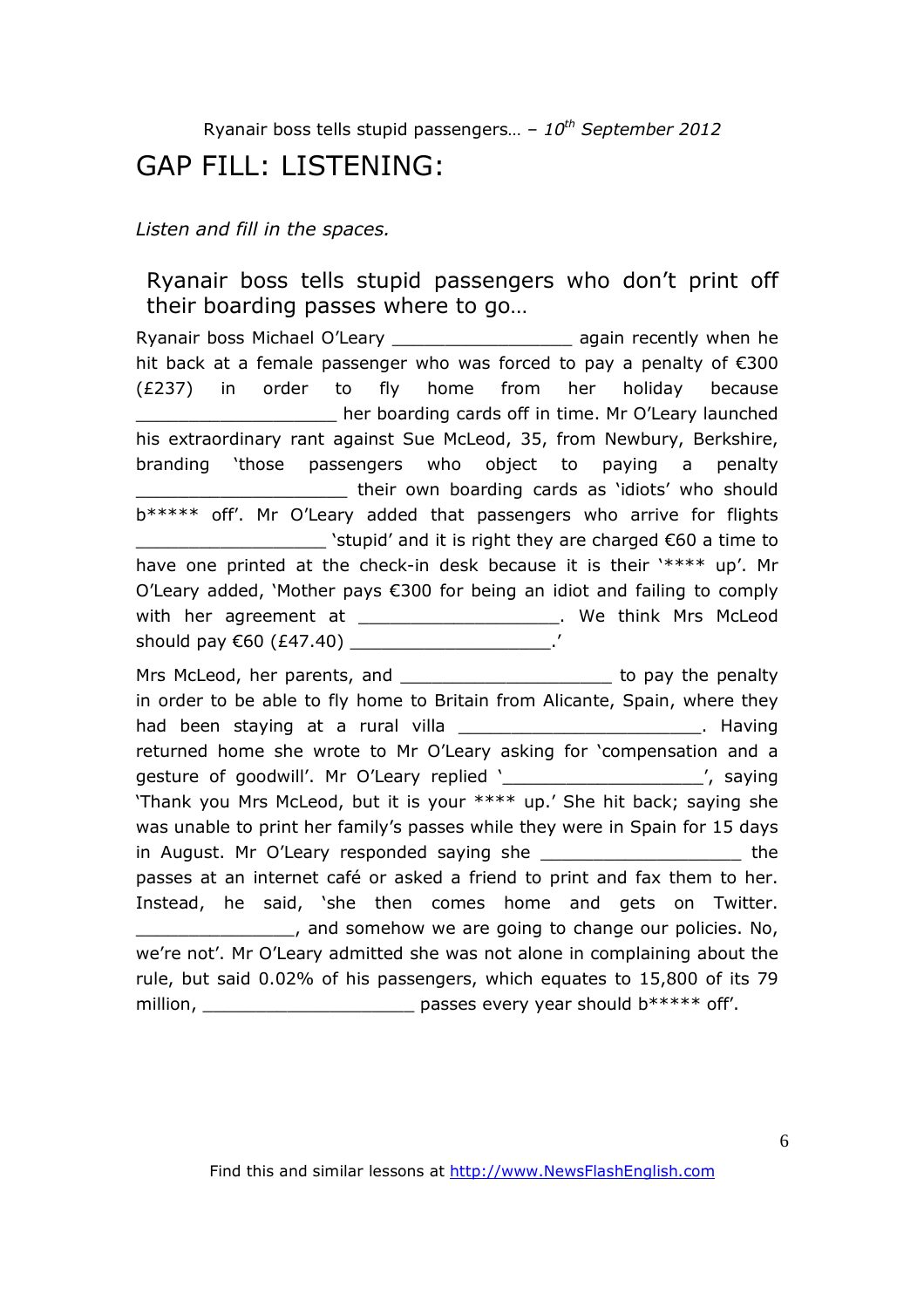# GAP FILL: LISTENING:

*Listen and fill in the spaces.*

## Ryanair boss tells stupid passengers who don't print off their boarding passes where to go…

Ryanair boss Michael O'Leary _________________ again recently when he hit back at a female passenger who was forced to pay a penalty of €300 (£237) in order to fly home from her holiday because ___________________ her boarding cards off in time. Mr O'Leary launched his extraordinary rant against Sue McLeod, 35, from Newbury, Berkshire, branding 'those passengers who object to paying a penalty ____________________ their own boarding cards as 'idiots' who should b***** off'. Mr O'Leary added that passengers who arrive for flights __________________ 'stupid' and it is right they are charged €60 a time to have one printed at the check-in desk because it is their '**** up'. Mr O'Leary added, 'Mother pays €300 for being an idiot and failing to comply with her agreement at ___________________. We think Mrs McLeod should pay €60 (£47.40) ___________________.'

Mrs McLeod, her parents, and ____________________ to pay the penalty in order to be able to fly home to Britain from Alicante, Spain, where they had been staying at a rural villa _______________________. Having returned home she wrote to Mr O'Leary asking for 'compensation and a gesture of goodwill'. Mr O'Leary replied '___________________', saying 'Thank you Mrs McLeod, but it is your **** up.' She hit back; saying she was unable to print her family's passes while they were in Spain for 15 days in August. Mr O'Leary responded saying she ___________________ the passes at an internet café or asked a friend to print and fax them to her. Instead, he said, 'she then comes home and gets on Twitter. _______________, and somehow we are going to change our policies. No, we're not'. Mr O'Leary admitted she was not alone in complaining about the rule, but said 0.02% of his passengers, which equates to 15,800 of its 79 million, ____________________ passes every year should b***** off'.

Find this and similar lessons at http://www.NewsFlashEnglish.com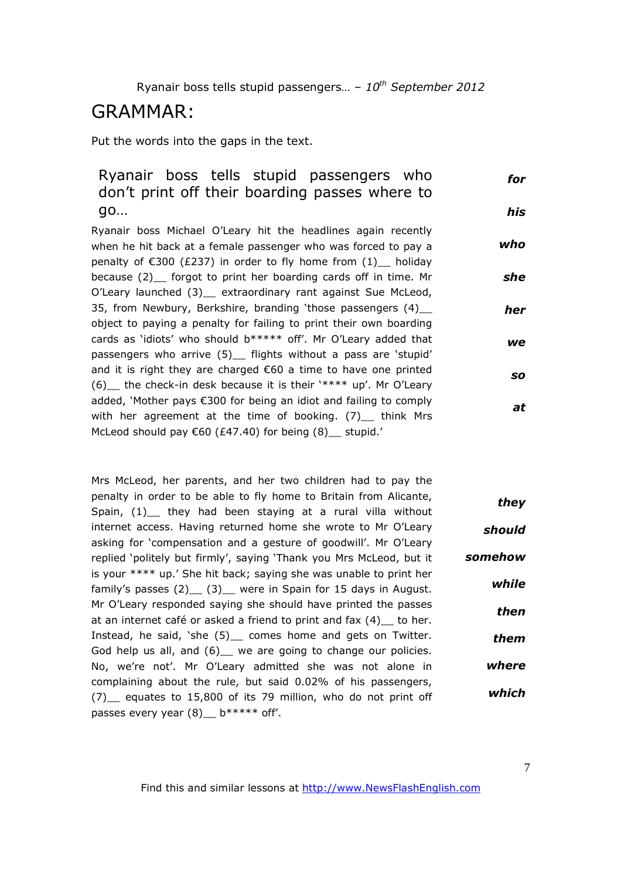# GRAMMAR:

Put the words into the gaps in the text.

### Ryanair boss tells stupid passengers who don't print off their boarding passes where to go…

Ryanair boss Michael O'Leary hit the headlines again recently when he hit back at a female passenger who was forced to pay a penalty of €300 (£237) in order to fly home from (1)__ holiday because (2)__ forgot to print her boarding cards off in time. Mr O'Leary launched (3)__ extraordinary rant against Sue McLeod, 35, from Newbury, Berkshire, branding 'those passengers (4)__ object to paying a penalty for failing to print their own boarding cards as 'idiots' who should b***** off'. Mr O'Leary added that passengers who arrive (5)__ flights without a pass are 'stupid' and it is right they are charged €60 a time to have one printed (6)__ the check-in desk because it is their '**** up'. Mr O'Leary added, 'Mother pays €300 for being an idiot and failing to comply with her agreement at the time of booking. (7)__ think Mrs McLeod should pay €60 (£47.40) for being (8)__ stupid.'

***for***

***his***

***who***

***she***

***her***

***we***

***so***

***at***

Mrs McLeod, her parents, and her two children had to pay the penalty in order to be able to fly home to Britain from Alicante, Spain, (1)__ they had been staying at a rural villa without internet access. Having returned home she wrote to Mr O'Leary asking for 'compensation and a gesture of goodwill'. Mr O'Leary replied 'politely but firmly', saying 'Thank you Mrs McLeod, but it is your **** up.' She hit back; saying she was unable to print her family's passes (2)__ (3)__ were in Spain for 15 days in August. Mr O'Leary responded saying she should have printed the passes at an internet café or asked a friend to print and fax (4)__ to her. Instead, he said, 'she (5)__ comes home and gets on Twitter. God help us all, and (6)__ we are going to change our policies. No, we're not'. Mr O'Leary admitted she was not alone in complaining about the rule, but said 0.02% of his passengers, (7)__ equates to 15,800 of its 79 million, who do not print off passes every year (8)__ b***** off'.

***they***

***should***

***somehow***

***while***

***then***

***them***

***where***

***which***

Find this and similar lessons at http://www.NewsFlashEnglish.com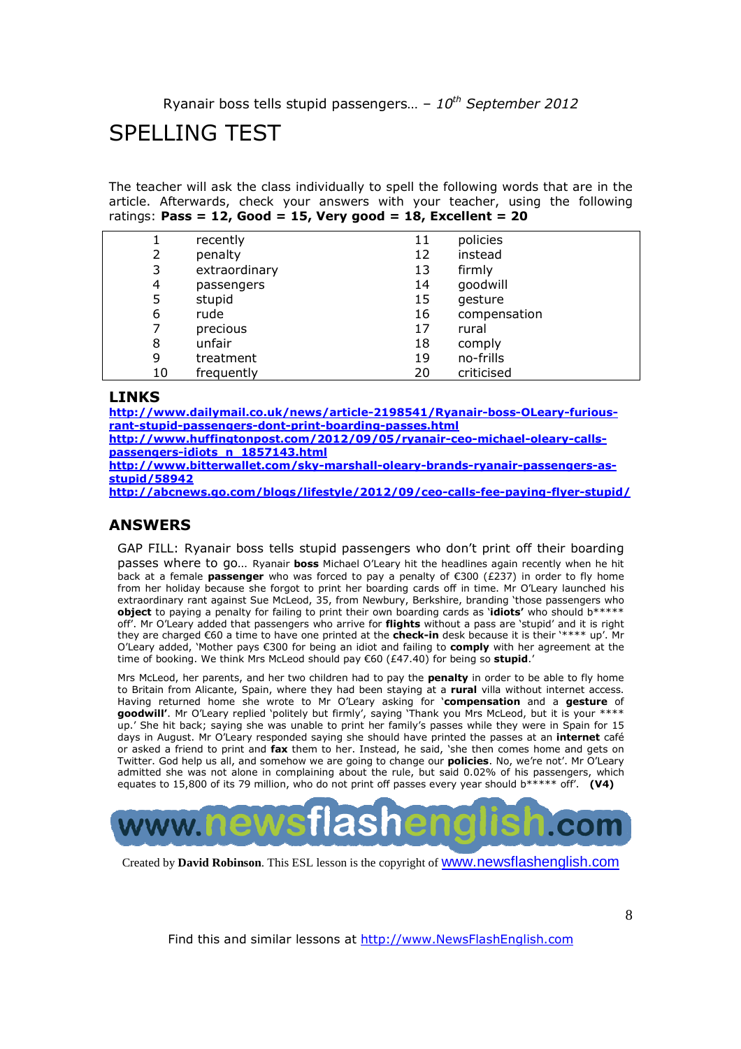Ryanair boss tells stupid passengers… – *10th September 2012*

# SPELLING TEST

The teacher will ask the class individually to spell the following words that are in the article. Afterwards, check your answers with your teacher, using the following ratings: **Pass = 12, Good = 15, Very good = 18, Excellent = 20**

| | | | |
|---|---|---|---|
| 1 | recently | 11 | policies |
| 2 | penalty | 12 | instead |
| 3 | extraordinary | 13 | firmly |
| 4 | passengers | 14 | goodwill |
| 5 | stupid | 15 | gesture |
| 6 | rude | 16 | compensation |
| 7 | precious | 17 | rural |
| 8 | unfair | 18 | comply |
| 9 | treatment | 19 | no-frills |
| 10 | frequently | 20 | criticised |

## LINKS

**http://www.dailymail.co.uk/news/article-2198541/Ryanair-boss-OLeary-furious-rant-stupid-passengers-dont-print-boarding-passes.html**
**http://www.huffingtonpost.com/2012/09/05/ryanair-ceo-michael-oleary-calls-passengers-idiots_n_1857143.html**
**http://www.bitterwallet.com/sky-marshall-oleary-brands-ryanair-passengers-as-stupid/58942**
**http://abcnews.go.com/blogs/lifestyle/2012/09/ceo-calls-fee-paying-flyer-stupid/**

## ANSWERS

GAP FILL: Ryanair boss tells stupid passengers who don't print off their boarding passes where to go… Ryanair **boss** Michael O'Leary hit the headlines again recently when he hit back at a female **passenger** who was forced to pay a penalty of €300 (£237) in order to fly home from her holiday because she forgot to print her boarding cards off in time. Mr O'Leary launched his extraordinary rant against Sue McLeod, 35, from Newbury, Berkshire, branding 'those passengers who **object** to paying a penalty for failing to print their own boarding cards as '**idiots'** who should b***** off'. Mr O'Leary added that passengers who arrive for **flights** without a pass are 'stupid' and it is right they are charged €60 a time to have one printed at the **check-in** desk because it is their '**** up'. Mr O'Leary added, 'Mother pays €300 for being an idiot and failing to **comply** with her agreement at the time of booking. We think Mrs McLeod should pay €60 (£47.40) for being so **stupid**.'

Mrs McLeod, her parents, and her two children had to pay the **penalty** in order to be able to fly home to Britain from Alicante, Spain, where they had been staying at a **rural** villa without internet access. Having returned home she wrote to Mr O'Leary asking for '**compensation** and a **gesture** of **goodwill'**. Mr O'Leary replied 'politely but firmly', saying 'Thank you Mrs McLeod, but it is your **** up.' She hit back; saying she was unable to print her family's passes while they were in Spain for 15 days in August. Mr O'Leary responded saying she should have printed the passes at an **internet** café or asked a friend to print and **fax** them to her. Instead, he said, 'she then comes home and gets on Twitter. God help us all, and somehow we are going to change our **policies**. No, we're not'. Mr O'Leary admitted she was not alone in complaining about the rule, but said 0.02% of his passengers, which equates to 15,800 of its 79 million, who do not print off passes every year should b***** off'. **(V4)**

www.newsflashenglish.com

Created by **David Robinson**. This ESL lesson is the copyright of www.newsflashenglish.com

Find this and similar lessons at http://www.NewsFlashEnglish.com